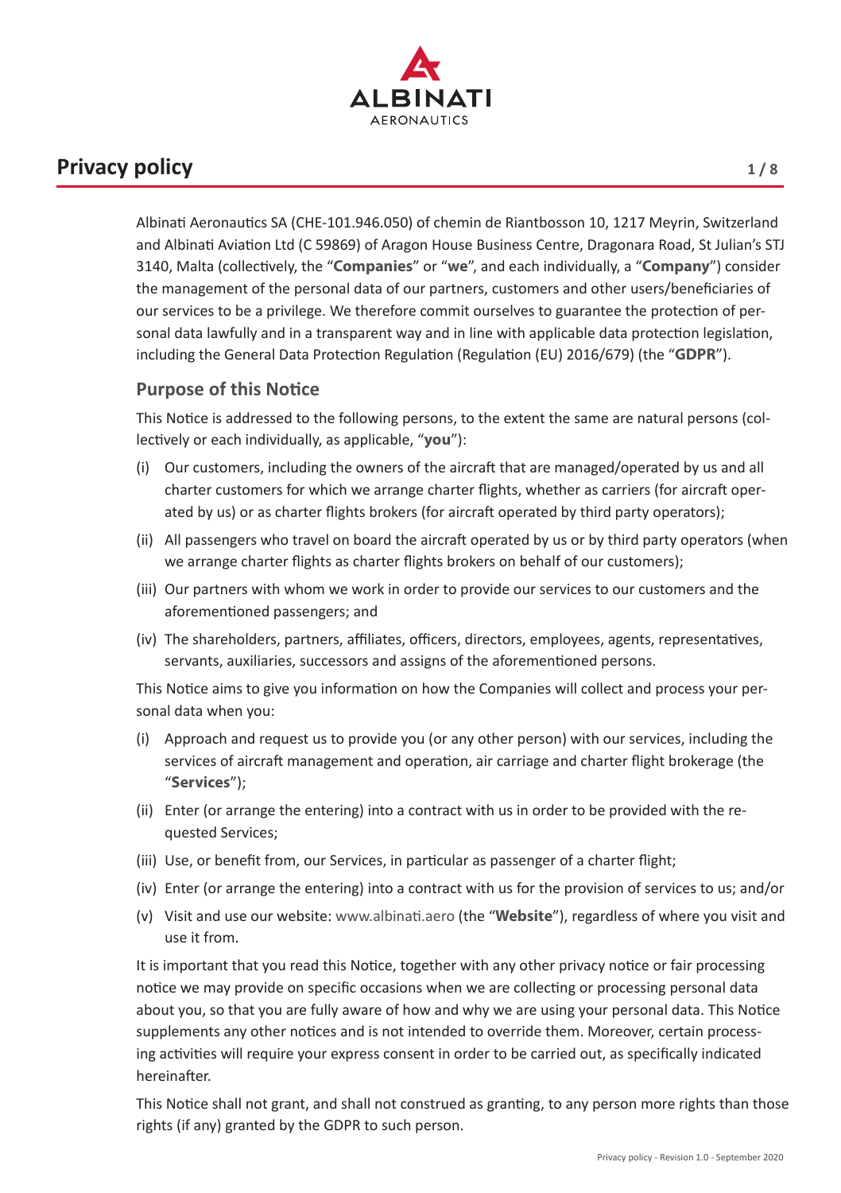# Privacy policy

Albinati Aeronautics SA (CHE-101.946.050) of chemin de Riantbosson 10, 1217 Meyrin, Switzerland and Albinati Aviation Ltd (C 59869) of Aragon House Business Centre, Dragonara Road, St Julian's STJ 3140, Malta (collectively, the "**Companies**" or "**we**", and each individually, a "**Company**") consider the management of the personal data of our partners, customers and other users/beneficiaries of our services to be a privilege. We therefore commit ourselves to guarantee the protection of personal data lawfully and in a transparent way and in line with applicable data protection legislation, including the General Data Protection Regulation (Regulation (EU) 2016/679) (the "**GDPR**").

## Purpose of this Notice

This Notice is addressed to the following persons, to the extent the same are natural persons (collectively or each individually, as applicable, "**you**"):

(i) Our customers, including the owners of the aircraft that are managed/operated by us and all charter customers for which we arrange charter flights, whether as carriers (for aircraft operated by us) or as charter flights brokers (for aircraft operated by third party operators);

(ii) All passengers who travel on board the aircraft operated by us or by third party operators (when we arrange charter flights as charter flights brokers on behalf of our customers);

(iii) Our partners with whom we work in order to provide our services to our customers and the aforementioned passengers; and

(iv) The shareholders, partners, affiliates, officers, directors, employees, agents, representatives, servants, auxiliaries, successors and assigns of the aforementioned persons.

This Notice aims to give you information on how the Companies will collect and process your personal data when you:

(i) Approach and request us to provide you (or any other person) with our services, including the services of aircraft management and operation, air carriage and charter flight brokerage (the "**Services**");

(ii) Enter (or arrange the entering) into a contract with us in order to be provided with the requested Services;

(iii) Use, or benefit from, our Services, in particular as passenger of a charter flight;

(iv) Enter (or arrange the entering) into a contract with us for the provision of services to us; and/or

(v) Visit and use our website: www.albinati.aero (the "**Website**"), regardless of where you visit and use it from.

It is important that you read this Notice, together with any other privacy notice or fair processing notice we may provide on specific occasions when we are collecting or processing personal data about you, so that you are fully aware of how and why we are using your personal data. This Notice supplements any other notices and is not intended to override them. Moreover, certain processing activities will require your express consent in order to be carried out, as specifically indicated hereinafter.

This Notice shall not grant, and shall not construed as granting, to any person more rights than those rights (if any) granted by the GDPR to such person.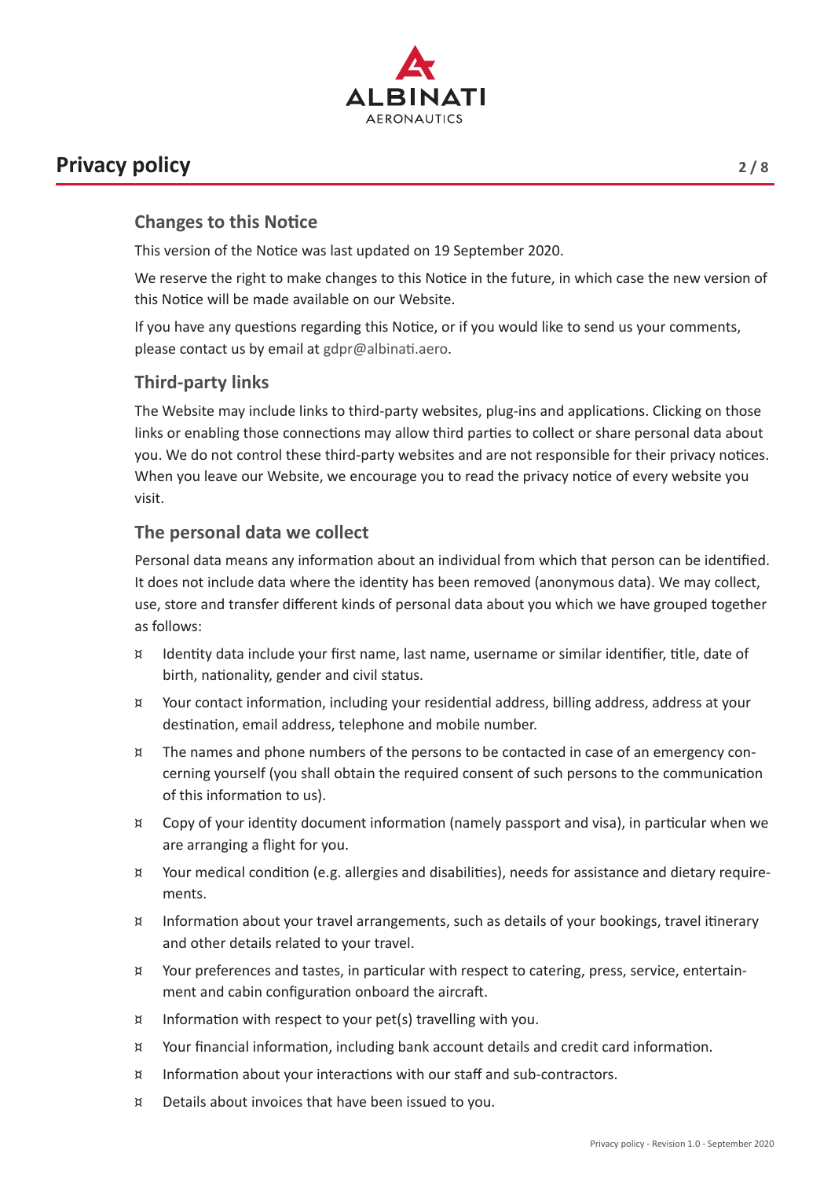## Changes to this Notice

This version of the Notice was last updated on 19 September 2020.

We reserve the right to make changes to this Notice in the future, in which case the new version of this Notice will be made available on our Website.

If you have any questions regarding this Notice, or if you would like to send us your comments, please contact us by email at gdpr@albinati.aero.

## Third-party links

The Website may include links to third-party websites, plug-ins and applications. Clicking on those links or enabling those connections may allow third parties to collect or share personal data about you. We do not control these third-party websites and are not responsible for their privacy notices. When you leave our Website, we encourage you to read the privacy notice of every website you visit.

## The personal data we collect

Personal data means any information about an individual from which that person can be identified. It does not include data where the identity has been removed (anonymous data). We may collect, use, store and transfer different kinds of personal data about you which we have grouped together as follows:

- Identity data include your first name, last name, username or similar identifier, title, date of birth, nationality, gender and civil status.
- Your contact information, including your residential address, billing address, address at your destination, email address, telephone and mobile number.
- The names and phone numbers of the persons to be contacted in case of an emergency concerning yourself (you shall obtain the required consent of such persons to the communication of this information to us).
- Copy of your identity document information (namely passport and visa), in particular when we are arranging a flight for you.
- Your medical condition (e.g. allergies and disabilities), needs for assistance and dietary requirements.
- Information about your travel arrangements, such as details of your bookings, travel itinerary and other details related to your travel.
- Your preferences and tastes, in particular with respect to catering, press, service, entertainment and cabin configuration onboard the aircraft.
- Information with respect to your pet(s) travelling with you.
- Your financial information, including bank account details and credit card information.
- Information about your interactions with our staff and sub-contractors.
- Details about invoices that have been issued to you.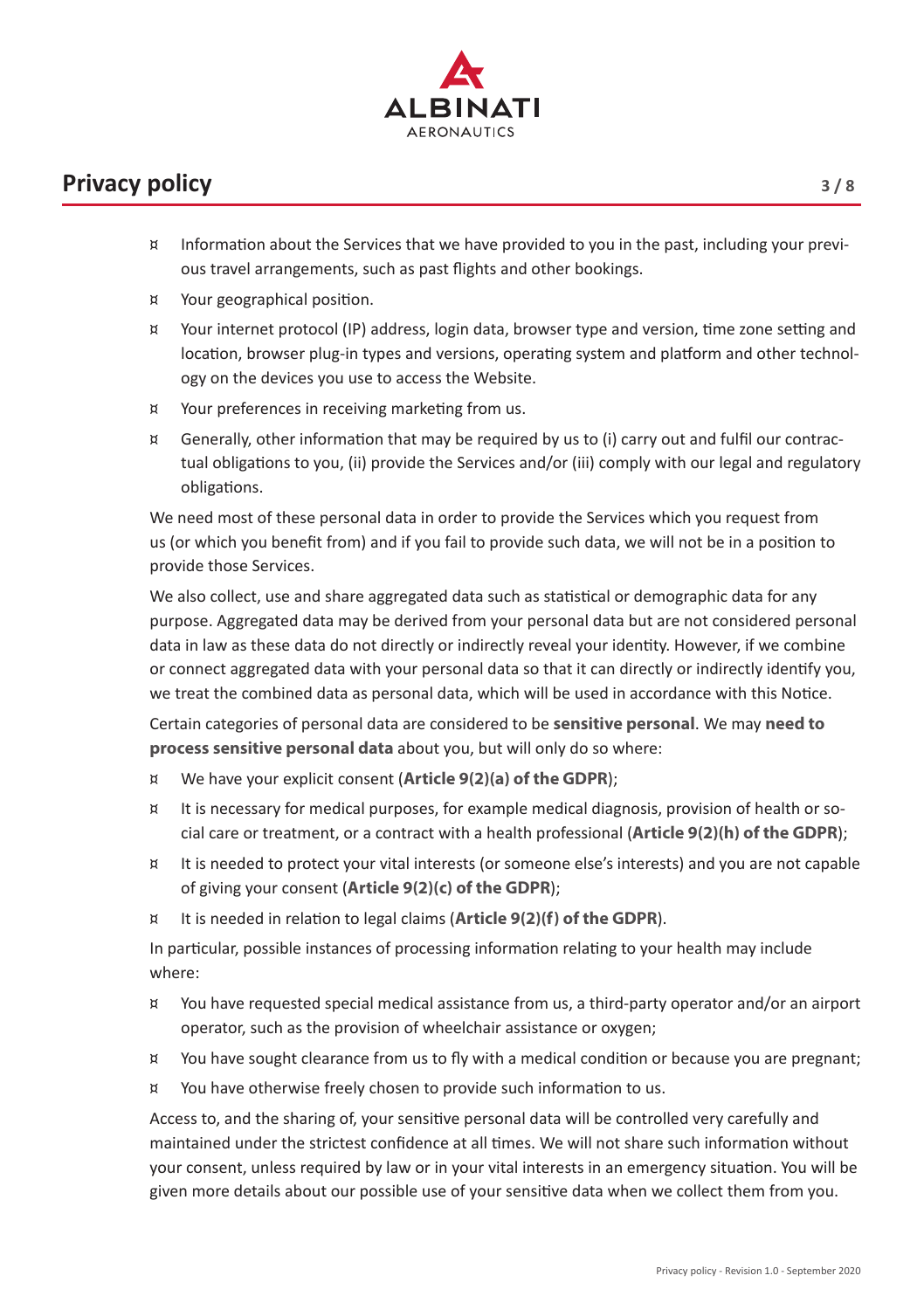- Information about the Services that we have provided to you in the past, including your previous travel arrangements, such as past flights and other bookings.
- Your geographical position.
- Your internet protocol (IP) address, login data, browser type and version, time zone setting and location, browser plug-in types and versions, operating system and platform and other technology on the devices you use to access the Website.
- Your preferences in receiving marketing from us.
- Generally, other information that may be required by us to (i) carry out and fulfil our contractual obligations to you, (ii) provide the Services and/or (iii) comply with our legal and regulatory obligations.

We need most of these personal data in order to provide the Services which you request from us (or which you benefit from) and if you fail to provide such data, we will not be in a position to provide those Services.

We also collect, use and share aggregated data such as statistical or demographic data for any purpose. Aggregated data may be derived from your personal data but are not considered personal data in law as these data do not directly or indirectly reveal your identity. However, if we combine or connect aggregated data with your personal data so that it can directly or indirectly identify you, we treat the combined data as personal data, which will be used in accordance with this Notice.

Certain categories of personal data are considered to be **sensitive personal**. We may **need to process sensitive personal data** about you, but will only do so where:

- We have your explicit consent (**Article 9(2)(a) of the GDPR**);
- It is necessary for medical purposes, for example medical diagnosis, provision of health or social care or treatment, or a contract with a health professional (**Article 9(2)(h) of the GDPR**);
- It is needed to protect your vital interests (or someone else's interests) and you are not capable of giving your consent (**Article 9(2)(c) of the GDPR**);
- It is needed in relation to legal claims (**Article 9(2)(f) of the GDPR**).

In particular, possible instances of processing information relating to your health may include where:

- You have requested special medical assistance from us, a third-party operator and/or an airport operator, such as the provision of wheelchair assistance or oxygen;
- You have sought clearance from us to fly with a medical condition or because you are pregnant;
- You have otherwise freely chosen to provide such information to us.

Access to, and the sharing of, your sensitive personal data will be controlled very carefully and maintained under the strictest confidence at all times. We will not share such information without your consent, unless required by law or in your vital interests in an emergency situation. You will be given more details about our possible use of your sensitive data when we collect them from you.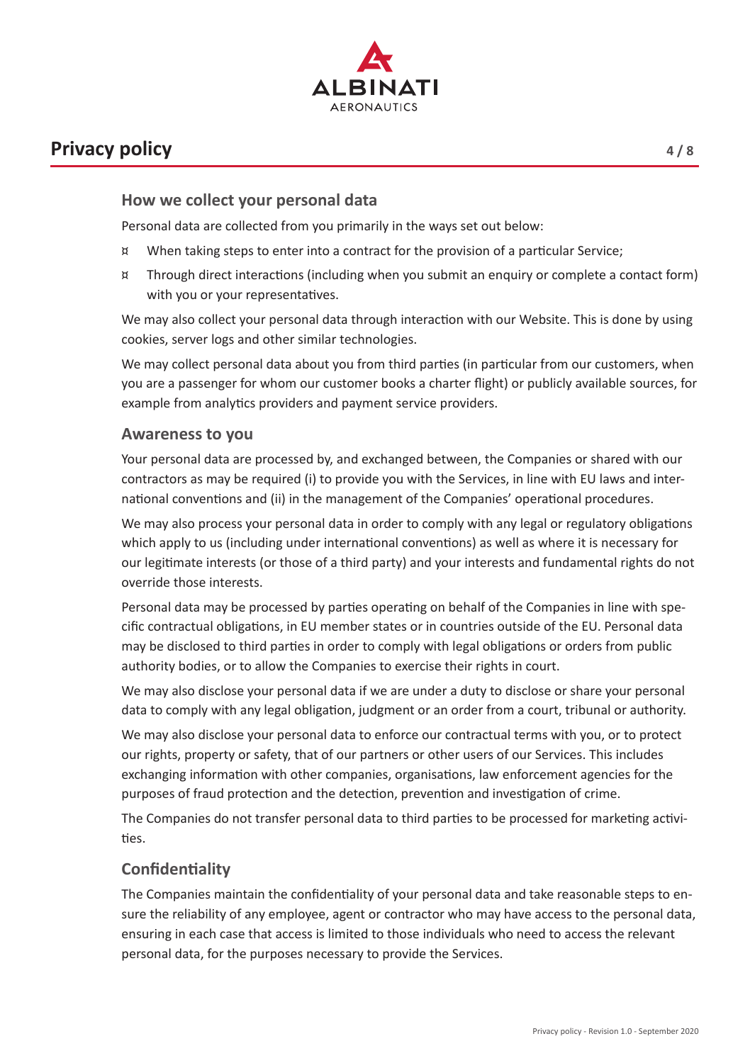## How we collect your personal data

Personal data are collected from you primarily in the ways set out below:

- When taking steps to enter into a contract for the provision of a particular Service;
- Through direct interactions (including when you submit an enquiry or complete a contact form) with you or your representatives.

We may also collect your personal data through interaction with our Website. This is done by using cookies, server logs and other similar technologies.

We may collect personal data about you from third parties (in particular from our customers, when you are a passenger for whom our customer books a charter flight) or publicly available sources, for example from analytics providers and payment service providers.

## Awareness to you

Your personal data are processed by, and exchanged between, the Companies or shared with our contractors as may be required (i) to provide you with the Services, in line with EU laws and international conventions and (ii) in the management of the Companies' operational procedures.

We may also process your personal data in order to comply with any legal or regulatory obligations which apply to us (including under international conventions) as well as where it is necessary for our legitimate interests (or those of a third party) and your interests and fundamental rights do not override those interests.

Personal data may be processed by parties operating on behalf of the Companies in line with specific contractual obligations, in EU member states or in countries outside of the EU. Personal data may be disclosed to third parties in order to comply with legal obligations or orders from public authority bodies, or to allow the Companies to exercise their rights in court.

We may also disclose your personal data if we are under a duty to disclose or share your personal data to comply with any legal obligation, judgment or an order from a court, tribunal or authority.

We may also disclose your personal data to enforce our contractual terms with you, or to protect our rights, property or safety, that of our partners or other users of our Services. This includes exchanging information with other companies, organisations, law enforcement agencies for the purposes of fraud protection and the detection, prevention and investigation of crime.

The Companies do not transfer personal data to third parties to be processed for marketing activities.

## Confidentiality

The Companies maintain the confidentiality of your personal data and take reasonable steps to ensure the reliability of any employee, agent or contractor who may have access to the personal data, ensuring in each case that access is limited to those individuals who need to access the relevant personal data, for the purposes necessary to provide the Services.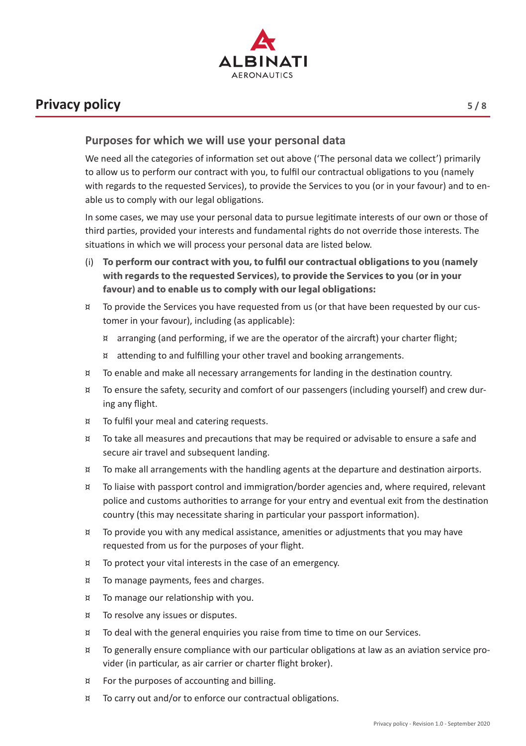## Purposes for which we will use your personal data

We need all the categories of information set out above ('The personal data we collect') primarily to allow us to perform our contract with you, to fulfil our contractual obligations to you (namely with regards to the requested Services), to provide the Services to you (or in your favour) and to enable us to comply with our legal obligations.

In some cases, we may use your personal data to pursue legitimate interests of our own or those of third parties, provided your interests and fundamental rights do not override those interests. The situations in which we will process your personal data are listed below.

(i) **To perform our contract with you, to fulfil our contractual obligations to you (namely with regards to the requested Services), to provide the Services to you (or in your favour) and to enable us to comply with our legal obligations:**

- To provide the Services you have requested from us (or that have been requested by our customer in your favour), including (as applicable):
  - arranging (and performing, if we are the operator of the aircraft) your charter flight;
  - attending to and fulfilling your other travel and booking arrangements.
- To enable and make all necessary arrangements for landing in the destination country.
- To ensure the safety, security and comfort of our passengers (including yourself) and crew during any flight.
- To fulfil your meal and catering requests.
- To take all measures and precautions that may be required or advisable to ensure a safe and secure air travel and subsequent landing.
- To make all arrangements with the handling agents at the departure and destination airports.
- To liaise with passport control and immigration/border agencies and, where required, relevant police and customs authorities to arrange for your entry and eventual exit from the destination country (this may necessitate sharing in particular your passport information).
- To provide you with any medical assistance, amenities or adjustments that you may have requested from us for the purposes of your flight.
- To protect your vital interests in the case of an emergency.
- To manage payments, fees and charges.
- To manage our relationship with you.
- To resolve any issues or disputes.
- To deal with the general enquiries you raise from time to time on our Services.
- To generally ensure compliance with our particular obligations at law as an aviation service provider (in particular, as air carrier or charter flight broker).
- For the purposes of accounting and billing.
- To carry out and/or to enforce our contractual obligations.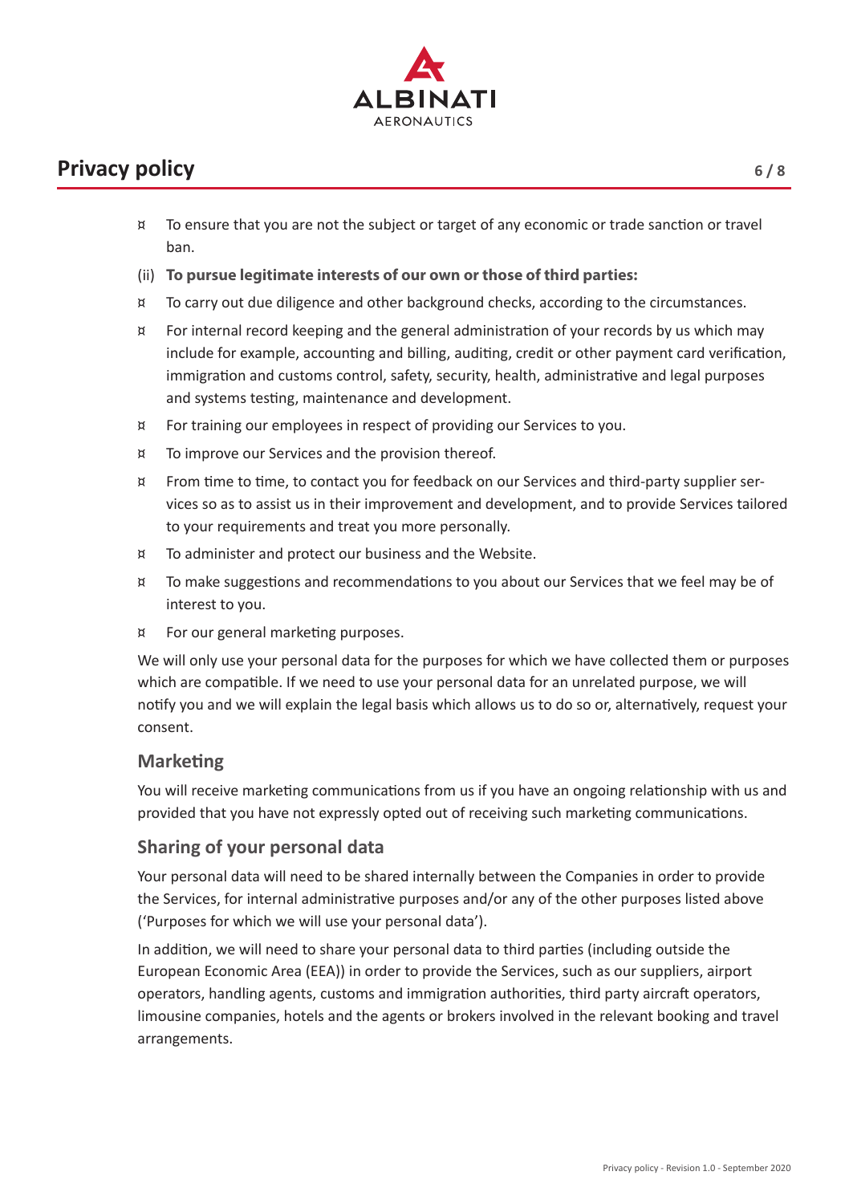- To ensure that you are not the subject or target of any economic or trade sanction or travel ban.

(ii) **To pursue legitimate interests of our own or those of third parties:**

- To carry out due diligence and other background checks, according to the circumstances.
- For internal record keeping and the general administration of your records by us which may include for example, accounting and billing, auditing, credit or other payment card verification, immigration and customs control, safety, security, health, administrative and legal purposes and systems testing, maintenance and development.
- For training our employees in respect of providing our Services to you.
- To improve our Services and the provision thereof.
- From time to time, to contact you for feedback on our Services and third-party supplier services so as to assist us in their improvement and development, and to provide Services tailored to your requirements and treat you more personally.
- To administer and protect our business and the Website.
- To make suggestions and recommendations to you about our Services that we feel may be of interest to you.
- For our general marketing purposes.

We will only use your personal data for the purposes for which we have collected them or purposes which are compatible. If we need to use your personal data for an unrelated purpose, we will notify you and we will explain the legal basis which allows us to do so or, alternatively, request your consent.

## Marketing

You will receive marketing communications from us if you have an ongoing relationship with us and provided that you have not expressly opted out of receiving such marketing communications.

## Sharing of your personal data

Your personal data will need to be shared internally between the Companies in order to provide the Services, for internal administrative purposes and/or any of the other purposes listed above ('Purposes for which we will use your personal data').

In addition, we will need to share your personal data to third parties (including outside the European Economic Area (EEA)) in order to provide the Services, such as our suppliers, airport operators, handling agents, customs and immigration authorities, third party aircraft operators, limousine companies, hotels and the agents or brokers involved in the relevant booking and travel arrangements.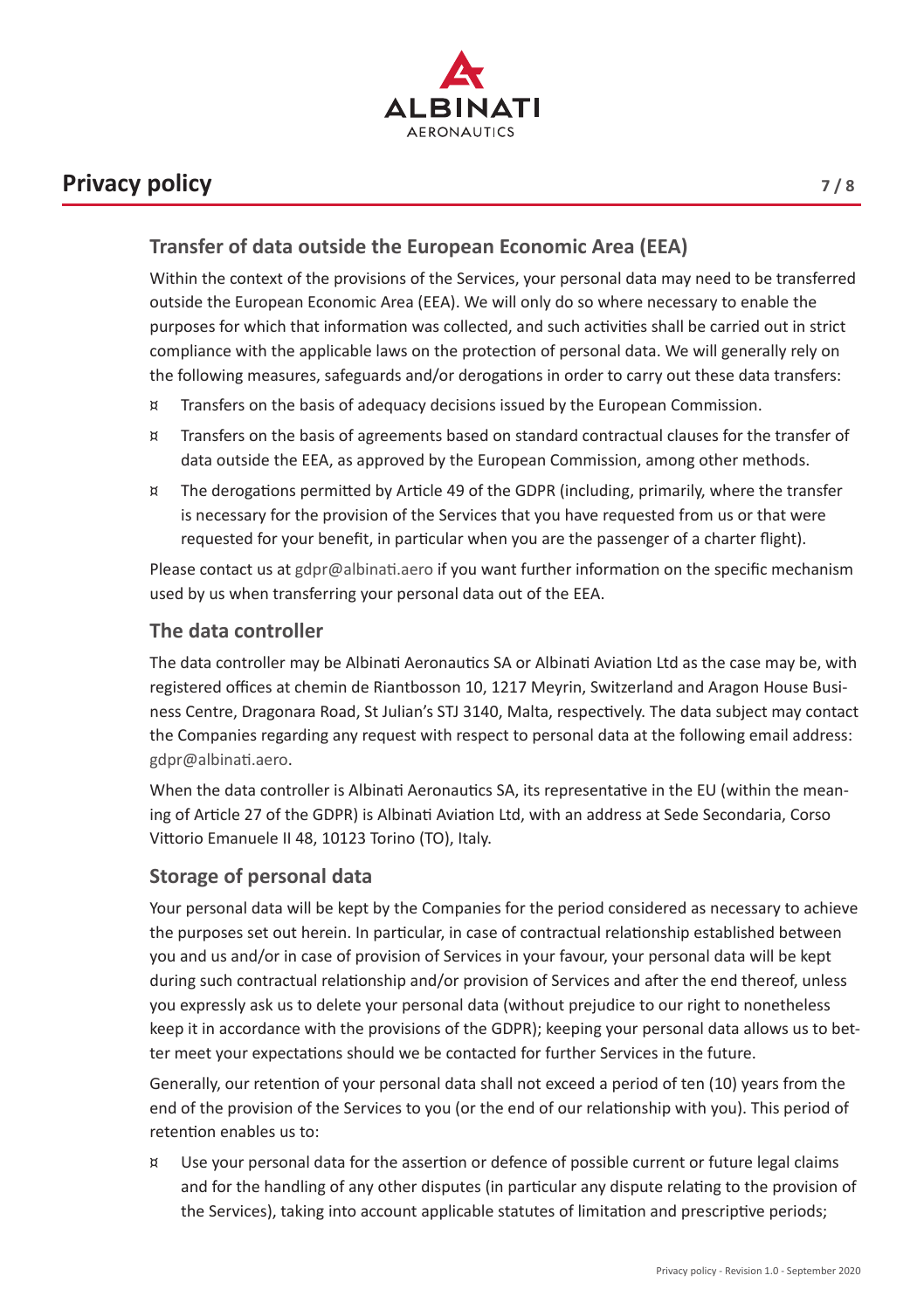## Transfer of data outside the European Economic Area (EEA)

Within the context of the provisions of the Services, your personal data may need to be transferred outside the European Economic Area (EEA). We will only do so where necessary to enable the purposes for which that information was collected, and such activities shall be carried out in strict compliance with the applicable laws on the protection of personal data. We will generally rely on the following measures, safeguards and/or derogations in order to carry out these data transfers:

- Transfers on the basis of adequacy decisions issued by the European Commission.
- Transfers on the basis of agreements based on standard contractual clauses for the transfer of data outside the EEA, as approved by the European Commission, among other methods.
- The derogations permitted by Article 49 of the GDPR (including, primarily, where the transfer is necessary for the provision of the Services that you have requested from us or that were requested for your benefit, in particular when you are the passenger of a charter flight).

Please contact us at gdpr@albinati.aero if you want further information on the specific mechanism used by us when transferring your personal data out of the EEA.

## The data controller

The data controller may be Albinati Aeronautics SA or Albinati Aviation Ltd as the case may be, with registered offices at chemin de Riantbosson 10, 1217 Meyrin, Switzerland and Aragon House Business Centre, Dragonara Road, St Julian's STJ 3140, Malta, respectively. The data subject may contact the Companies regarding any request with respect to personal data at the following email address: gdpr@albinati.aero.

When the data controller is Albinati Aeronautics SA, its representative in the EU (within the meaning of Article 27 of the GDPR) is Albinati Aviation Ltd, with an address at Sede Secondaria, Corso Vittorio Emanuele II 48, 10123 Torino (TO), Italy.

## Storage of personal data

Your personal data will be kept by the Companies for the period considered as necessary to achieve the purposes set out herein. In particular, in case of contractual relationship established between you and us and/or in case of provision of Services in your favour, your personal data will be kept during such contractual relationship and/or provision of Services and after the end thereof, unless you expressly ask us to delete your personal data (without prejudice to our right to nonetheless keep it in accordance with the provisions of the GDPR); keeping your personal data allows us to better meet your expectations should we be contacted for further Services in the future.

Generally, our retention of your personal data shall not exceed a period of ten (10) years from the end of the provision of the Services to you (or the end of our relationship with you). This period of retention enables us to:

- Use your personal data for the assertion or defence of possible current or future legal claims and for the handling of any other disputes (in particular any dispute relating to the provision of the Services), taking into account applicable statutes of limitation and prescriptive periods;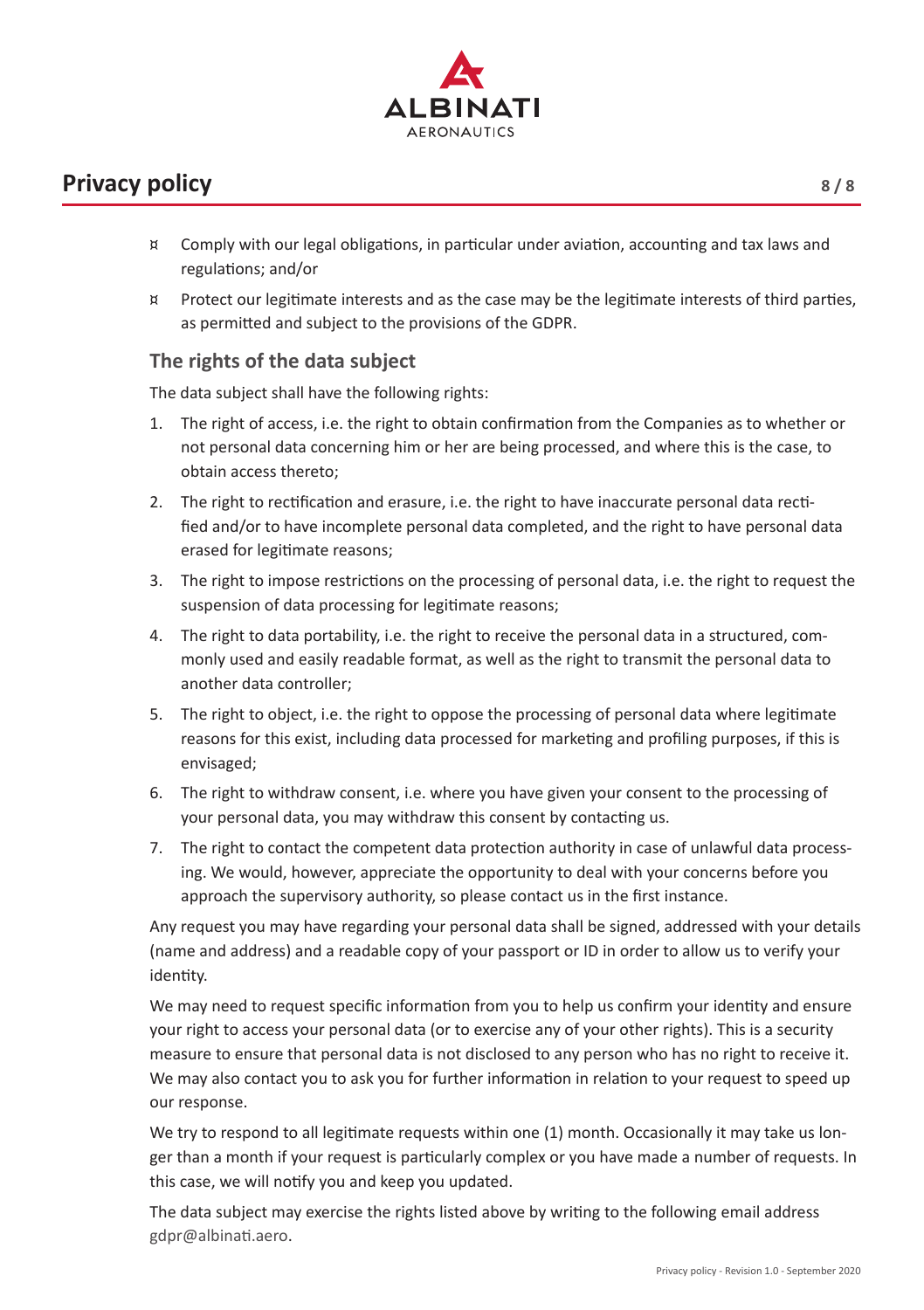- Comply with our legal obligations, in particular under aviation, accounting and tax laws and regulations; and/or
- Protect our legitimate interests and as the case may be the legitimate interests of third parties, as permitted and subject to the provisions of the GDPR.

### The rights of the data subject

The data subject shall have the following rights:

1. The right of access, i.e. the right to obtain confirmation from the Companies as to whether or not personal data concerning him or her are being processed, and where this is the case, to obtain access thereto;
2. The right to rectification and erasure, i.e. the right to have inaccurate personal data rectified and/or to have incomplete personal data completed, and the right to have personal data erased for legitimate reasons;
3. The right to impose restrictions on the processing of personal data, i.e. the right to request the suspension of data processing for legitimate reasons;
4. The right to data portability, i.e. the right to receive the personal data in a structured, commonly used and easily readable format, as well as the right to transmit the personal data to another data controller;
5. The right to object, i.e. the right to oppose the processing of personal data where legitimate reasons for this exist, including data processed for marketing and profiling purposes, if this is envisaged;
6. The right to withdraw consent, i.e. where you have given your consent to the processing of your personal data, you may withdraw this consent by contacting us.
7. The right to contact the competent data protection authority in case of unlawful data processing. We would, however, appreciate the opportunity to deal with your concerns before you approach the supervisory authority, so please contact us in the first instance.

Any request you may have regarding your personal data shall be signed, addressed with your details (name and address) and a readable copy of your passport or ID in order to allow us to verify your identity.

We may need to request specific information from you to help us confirm your identity and ensure your right to access your personal data (or to exercise any of your other rights). This is a security measure to ensure that personal data is not disclosed to any person who has no right to receive it. We may also contact you to ask you for further information in relation to your request to speed up our response.

We try to respond to all legitimate requests within one (1) month. Occasionally it may take us longer than a month if your request is particularly complex or you have made a number of requests. In this case, we will notify you and keep you updated.

The data subject may exercise the rights listed above by writing to the following email address gdpr@albinati.aero.